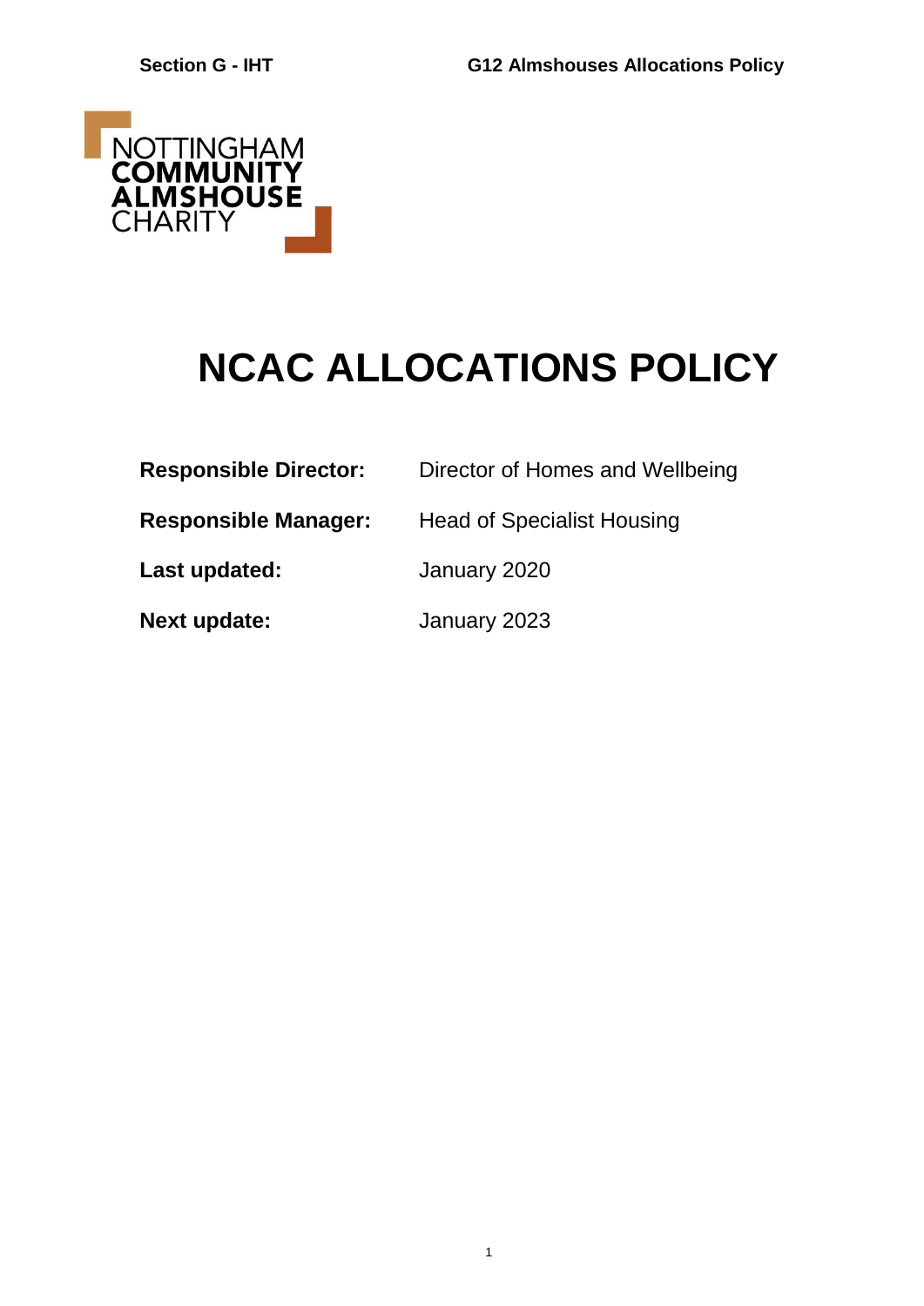# NCAC ALLOCATIONS POLICY

**Responsible Director:** Director of Homes and Wellbeing

**Responsible Manager:** Head of Specialist Housing

**Last updated:** January 2020

**Next update:** January 2023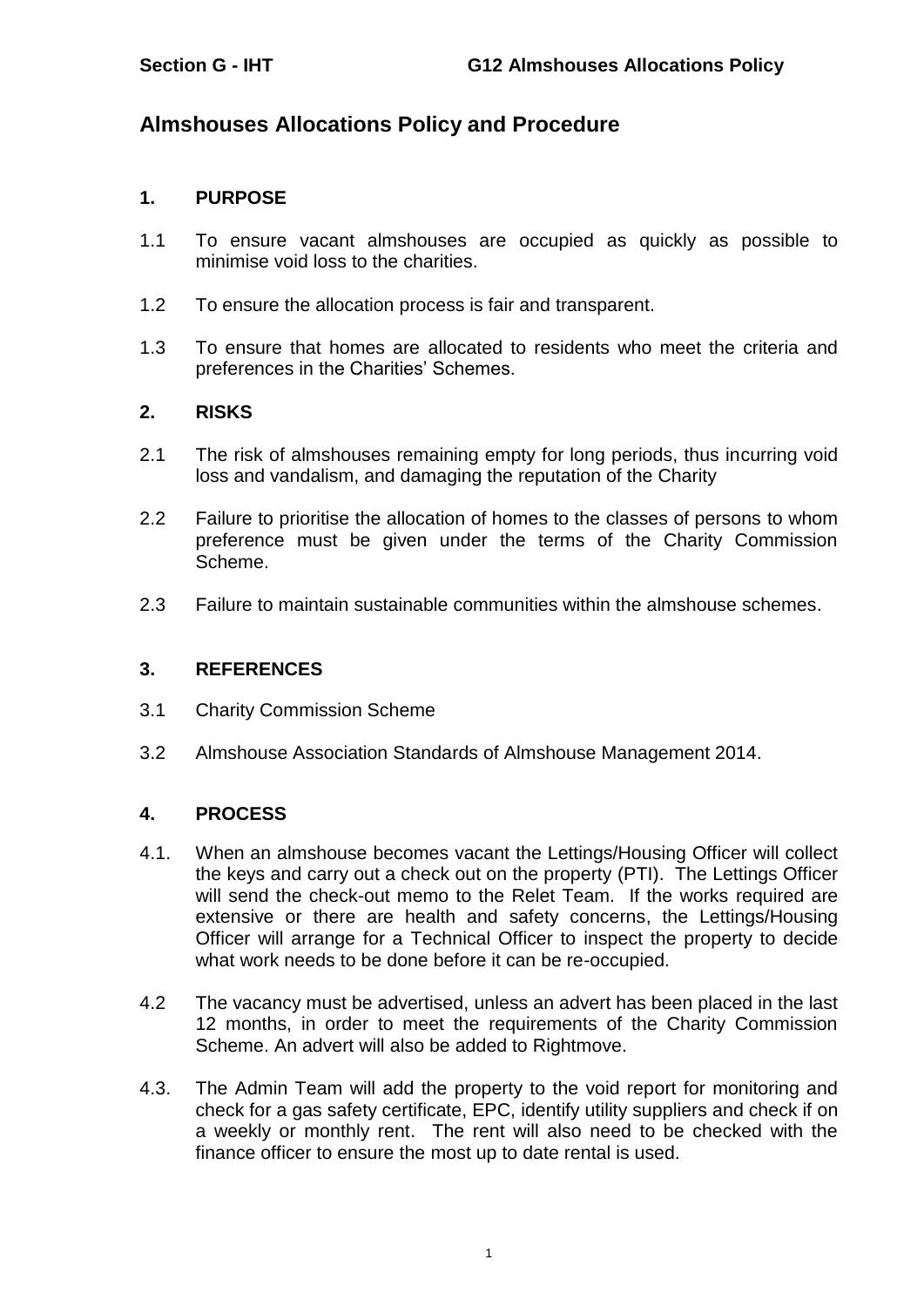# Almshouses Allocations Policy and Procedure

## 1. PURPOSE

1.1 To ensure vacant almshouses are occupied as quickly as possible to minimise void loss to the charities.

1.2 To ensure the allocation process is fair and transparent.

1.3 To ensure that homes are allocated to residents who meet the criteria and preferences in the Charities' Schemes.

## 2. RISKS

2.1 The risk of almshouses remaining empty for long periods, thus incurring void loss and vandalism, and damaging the reputation of the Charity

2.2 Failure to prioritise the allocation of homes to the classes of persons to whom preference must be given under the terms of the Charity Commission Scheme.

2.3 Failure to maintain sustainable communities within the almshouse schemes.

## 3. REFERENCES

3.1 Charity Commission Scheme

3.2 Almshouse Association Standards of Almshouse Management 2014.

## 4. PROCESS

4.1. When an almshouse becomes vacant the Lettings/Housing Officer will collect the keys and carry out a check out on the property (PTI). The Lettings Officer will send the check-out memo to the Relet Team. If the works required are extensive or there are health and safety concerns, the Lettings/Housing Officer will arrange for a Technical Officer to inspect the property to decide what work needs to be done before it can be re-occupied.

4.2 The vacancy must be advertised, unless an advert has been placed in the last 12 months, in order to meet the requirements of the Charity Commission Scheme. An advert will also be added to Rightmove.

4.3. The Admin Team will add the property to the void report for monitoring and check for a gas safety certificate, EPC, identify utility suppliers and check if on a weekly or monthly rent. The rent will also need to be checked with the finance officer to ensure the most up to date rental is used.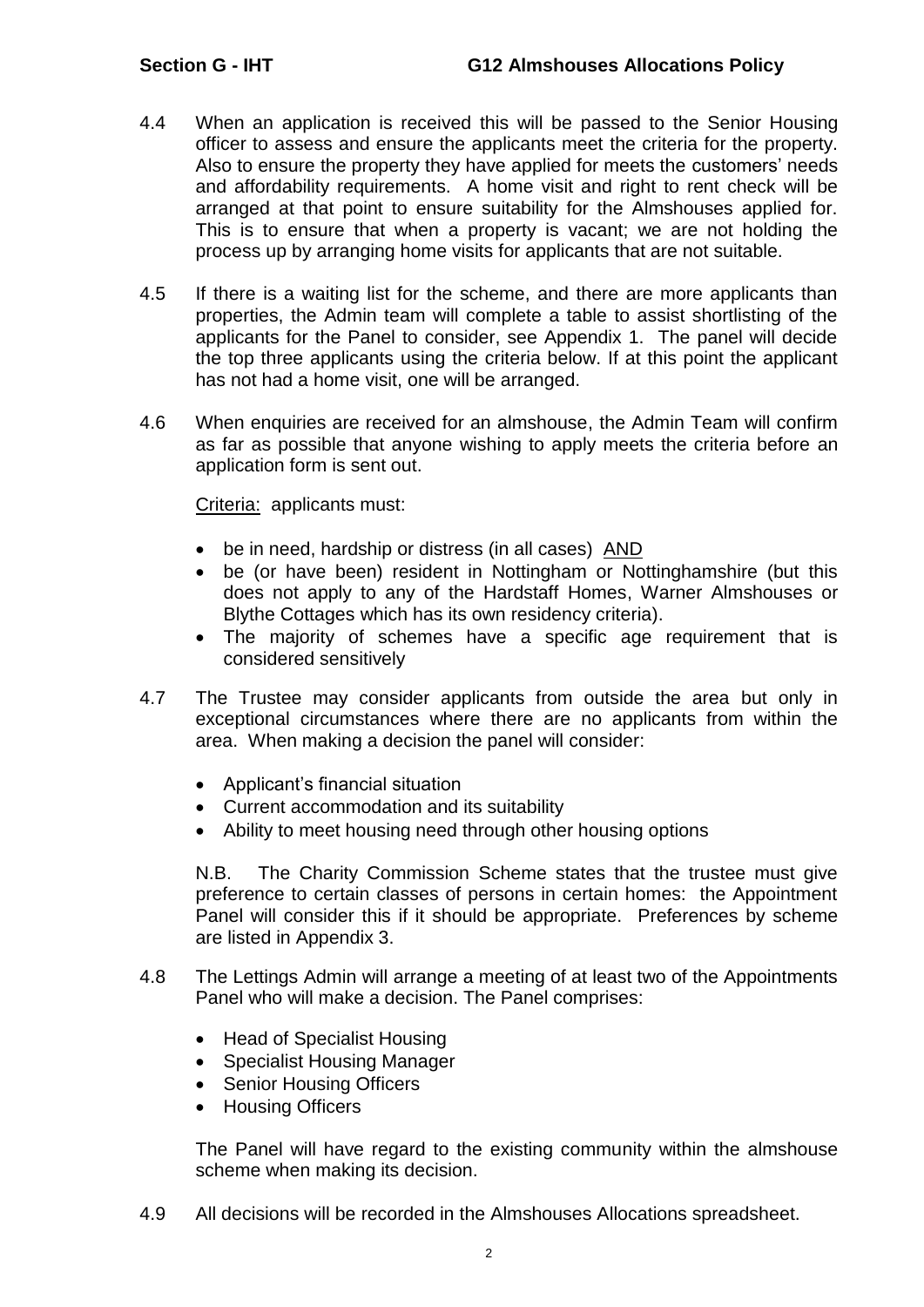4.4 When an application is received this will be passed to the Senior Housing officer to assess and ensure the applicants meet the criteria for the property. Also to ensure the property they have applied for meets the customers' needs and affordability requirements. A home visit and right to rent check will be arranged at that point to ensure suitability for the Almshouses applied for. This is to ensure that when a property is vacant; we are not holding the process up by arranging home visits for applicants that are not suitable.

4.5 If there is a waiting list for the scheme, and there are more applicants than properties, the Admin team will complete a table to assist shortlisting of the applicants for the Panel to consider, see Appendix 1. The panel will decide the top three applicants using the criteria below. If at this point the applicant has not had a home visit, one will be arranged.

4.6 When enquiries are received for an almshouse, the Admin Team will confirm as far as possible that anyone wishing to apply meets the criteria before an application form is sent out.

Criteria: applicants must:

- be in need, hardship or distress (in all cases) AND
- be (or have been) resident in Nottingham or Nottinghamshire (but this does not apply to any of the Hardstaff Homes, Warner Almshouses or Blythe Cottages which has its own residency criteria).
- The majority of schemes have a specific age requirement that is considered sensitively

4.7 The Trustee may consider applicants from outside the area but only in exceptional circumstances where there are no applicants from within the area. When making a decision the panel will consider:

- Applicant's financial situation
- Current accommodation and its suitability
- Ability to meet housing need through other housing options

N.B. The Charity Commission Scheme states that the trustee must give preference to certain classes of persons in certain homes: the Appointment Panel will consider this if it should be appropriate. Preferences by scheme are listed in Appendix 3.

4.8 The Lettings Admin will arrange a meeting of at least two of the Appointments Panel who will make a decision. The Panel comprises:

- Head of Specialist Housing
- Specialist Housing Manager
- Senior Housing Officers
- Housing Officers

The Panel will have regard to the existing community within the almshouse scheme when making its decision.

4.9 All decisions will be recorded in the Almshouses Allocations spreadsheet.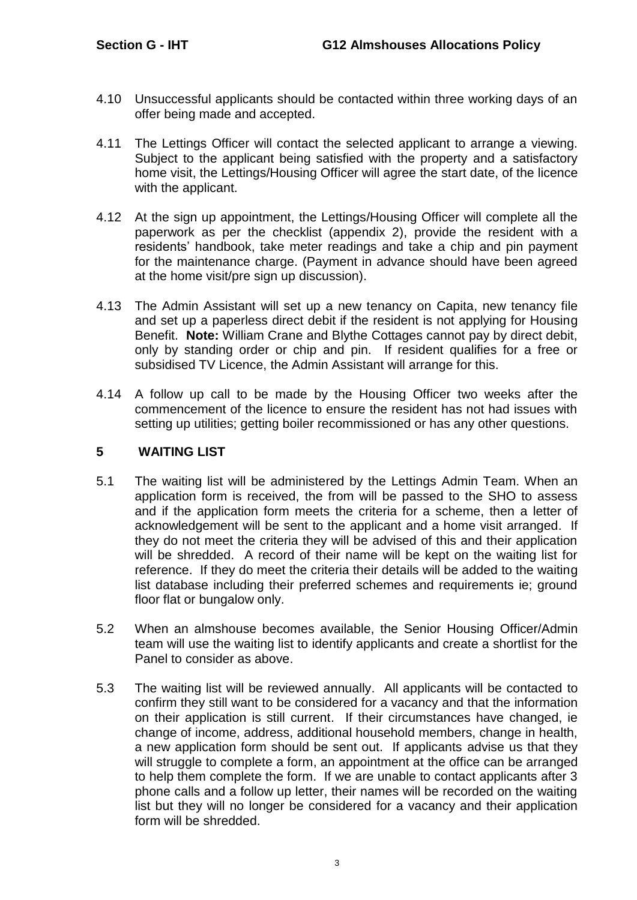4.10 Unsuccessful applicants should be contacted within three working days of an offer being made and accepted.

4.11 The Lettings Officer will contact the selected applicant to arrange a viewing. Subject to the applicant being satisfied with the property and a satisfactory home visit, the Lettings/Housing Officer will agree the start date, of the licence with the applicant.

4.12 At the sign up appointment, the Lettings/Housing Officer will complete all the paperwork as per the checklist (appendix 2), provide the resident with a residents' handbook, take meter readings and take a chip and pin payment for the maintenance charge. (Payment in advance should have been agreed at the home visit/pre sign up discussion).

4.13 The Admin Assistant will set up a new tenancy on Capita, new tenancy file and set up a paperless direct debit if the resident is not applying for Housing Benefit. **Note:** William Crane and Blythe Cottages cannot pay by direct debit, only by standing order or chip and pin. If resident qualifies for a free or subsidised TV Licence, the Admin Assistant will arrange for this.

4.14 A follow up call to be made by the Housing Officer two weeks after the commencement of the licence to ensure the resident has not had issues with setting up utilities; getting boiler recommissioned or has any other questions.

## 5 WAITING LIST

5.1 The waiting list will be administered by the Lettings Admin Team. When an application form is received, the from will be passed to the SHO to assess and if the application form meets the criteria for a scheme, then a letter of acknowledgement will be sent to the applicant and a home visit arranged. If they do not meet the criteria they will be advised of this and their application will be shredded. A record of their name will be kept on the waiting list for reference. If they do meet the criteria their details will be added to the waiting list database including their preferred schemes and requirements ie; ground floor flat or bungalow only.

5.2 When an almshouse becomes available, the Senior Housing Officer/Admin team will use the waiting list to identify applicants and create a shortlist for the Panel to consider as above.

5.3 The waiting list will be reviewed annually. All applicants will be contacted to confirm they still want to be considered for a vacancy and that the information on their application is still current. If their circumstances have changed, ie change of income, address, additional household members, change in health, a new application form should be sent out. If applicants advise us that they will struggle to complete a form, an appointment at the office can be arranged to help them complete the form. If we are unable to contact applicants after 3 phone calls and a follow up letter, their names will be recorded on the waiting list but they will no longer be considered for a vacancy and their application form will be shredded.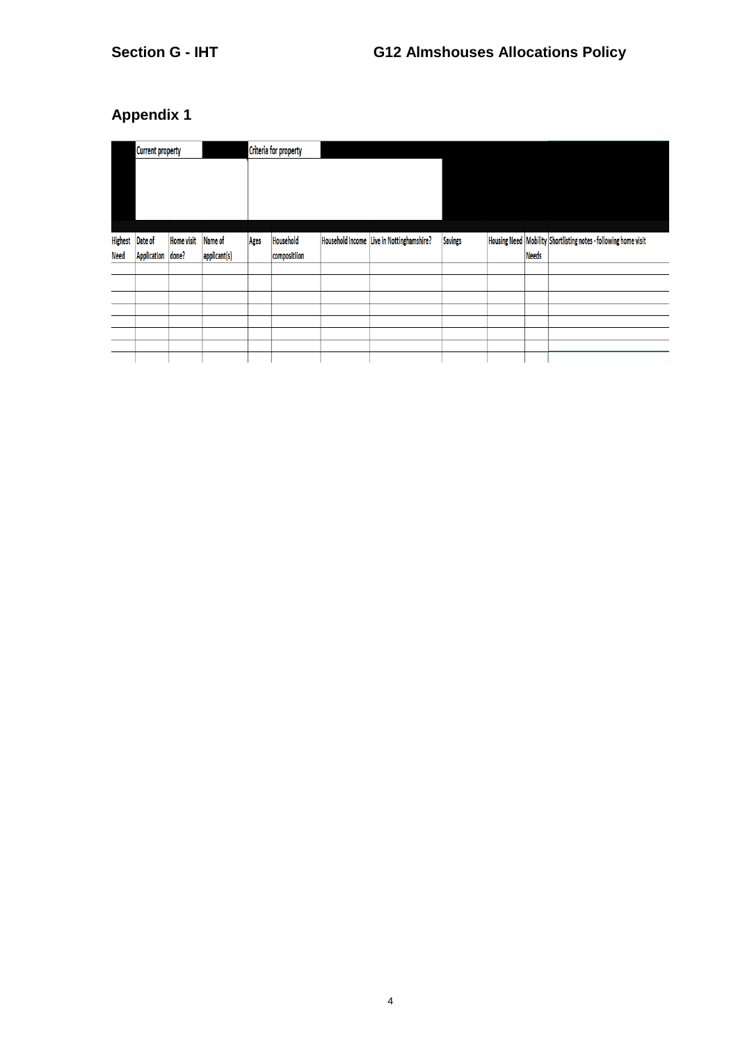## Appendix 1

| | Current property | | | | Criteria for property | | | | | | |
|---|---|---|---|---|---|---|---|---|---|---|---|
| | | | | | | | | | | | |
| **Highest Need** | **Date of Application** | **Home visit done?** | **Name of applicant(s)** | **Ages** | **Household compositiion** | **Household Income** | **Live in Nottinghamshire?** | **Savings** | **Housing Need** | **Mobility Needs** | **Shortlisting notes - following home visit** |
| | | | | | | | | | | | |
| | | | | | | | | | | | |
| | | | | | | | | | | | |
| | | | | | | | | | | | |
| | | | | | | | | | | | |
| | | | | | | | | | | | |
| | | | | | | | | | | | |
| | | | | | | | | | | | |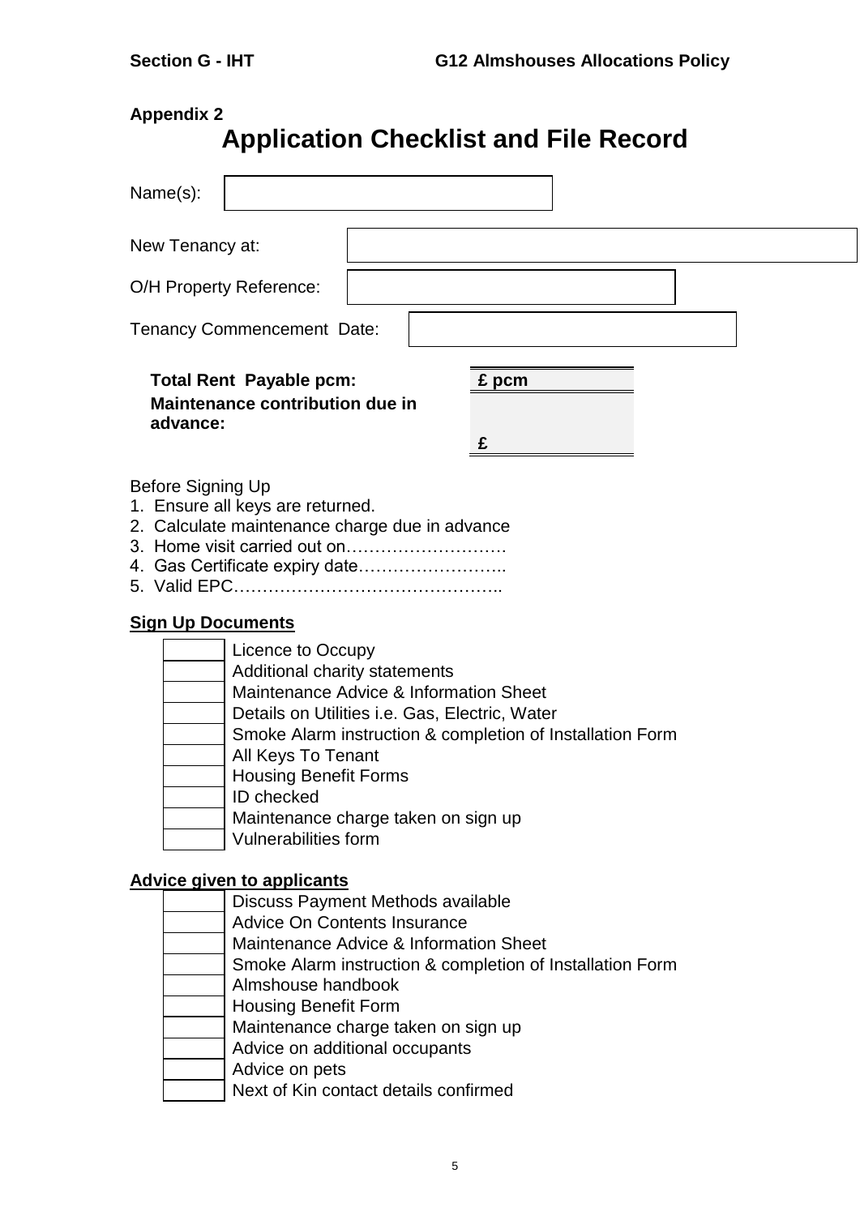**Appendix 2**

# Application Checklist and File Record

Name(s):

New Tenancy at:

O/H Property Reference:

Tenancy Commencement Date:

| | |
|---|---|
| **Total Rent Payable pcm:** | **£ pcm** |
| **Maintenance contribution due in advance:** | **£** |

Before Signing Up

1. Ensure all keys are returned.
2. Calculate maintenance charge due in advance
3. Home visit carried out on……………………….
4. Gas Certificate expiry date……………………..
5. Valid EPC………………………………………..

**Sign Up Documents**

- [ ] Licence to Occupy
- [ ] Additional charity statements
- [ ] Maintenance Advice & Information Sheet
- [ ] Details on Utilities i.e. Gas, Electric, Water
- [ ] Smoke Alarm instruction & completion of Installation Form
- [ ] All Keys To Tenant
- [ ] Housing Benefit Forms
- [ ] ID checked
- [ ] Maintenance charge taken on sign up
- [ ] Vulnerabilities form

**Advice given to applicants**

- [ ] Discuss Payment Methods available
- [ ] Advice On Contents Insurance
- [ ] Maintenance Advice & Information Sheet
- [ ] Smoke Alarm instruction & completion of Installation Form
- [ ] Almshouse handbook
- [ ] Housing Benefit Form
- [ ] Maintenance charge taken on sign up
- [ ] Advice on additional occupants
- [ ] Advice on pets
- [ ] Next of Kin contact details confirmed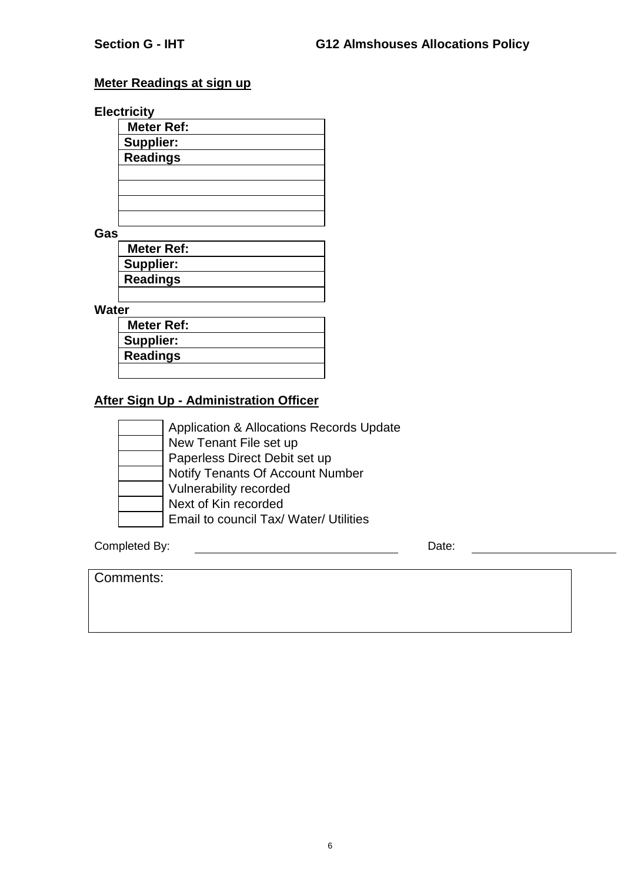## Meter Readings at sign up

**Electricity**

| **Meter Ref:** |
|---|
| **Supplier:** |
| **Readings** |
| |
| |
| |
| |

**Gas**

| **Meter Ref:** |
|---|
| **Supplier:** |
| **Readings** |
| |

**Water**

| **Meter Ref:** |
|---|
| **Supplier:** |
| **Readings** |
| |

## After Sign Up - Administration Officer

| | |
|---|---|
| | Application & Allocations Records Update |
| | New Tenant File set up |
| | Paperless Direct Debit set up |
| | Notify Tenants Of Account Number |
| | Vulnerability recorded |
| | Next of Kin recorded |
| | Email to council Tax/ Water/ Utilities |

Completed By: \_\_\_\_\_\_\_\_\_\_\_\_\_\_\_\_\_\_\_\_\_\_\_\_\_\_\_\_ Date: \_\_\_\_\_\_\_\_\_\_\_\_\_\_\_\_\_\_\_\_

| Comments: |
|---|
| |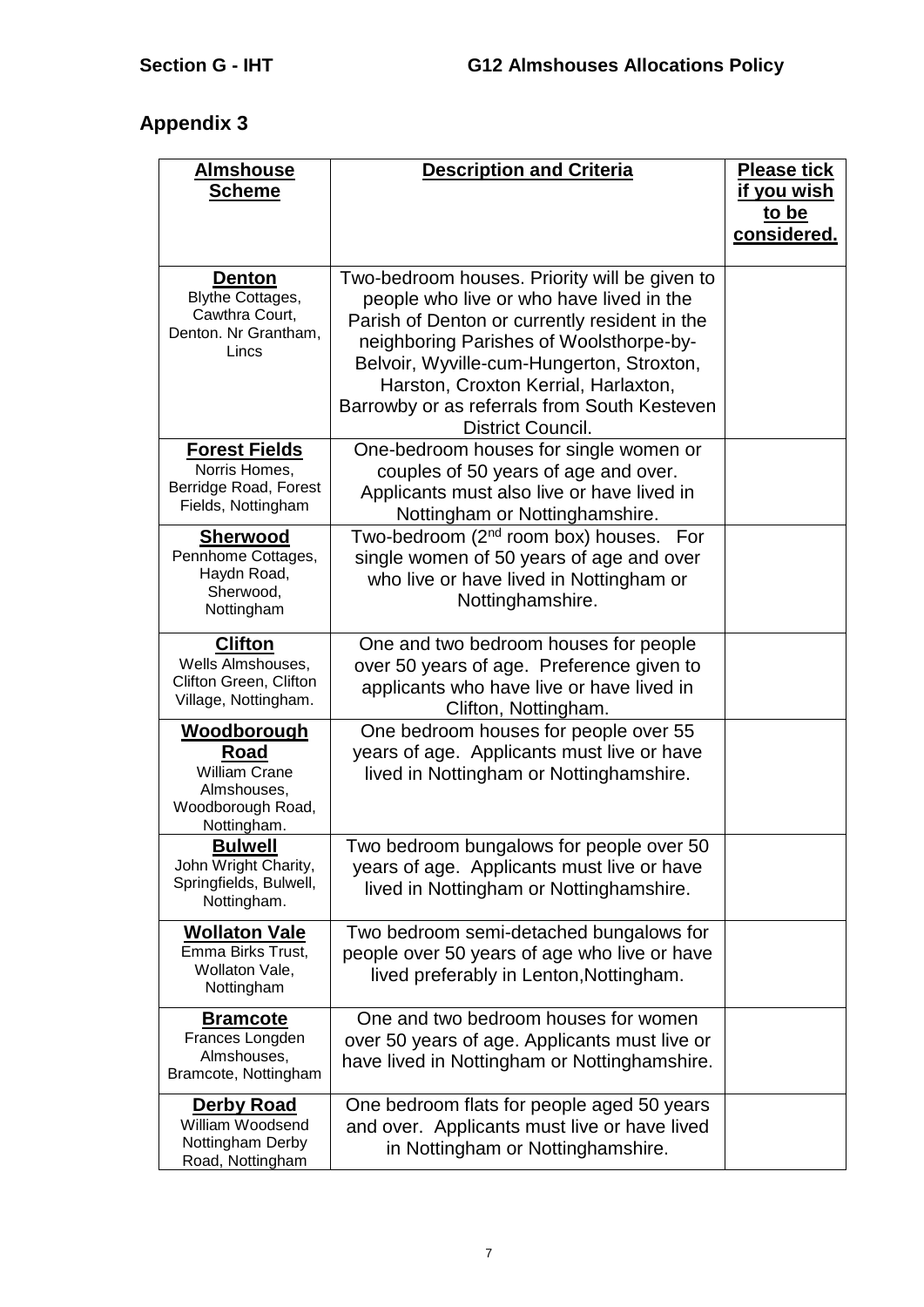## Appendix 3

| Almshouse Scheme | Description and Criteria | Please tick if you wish to be considered. |
|---|---|---|
| **Denton**<br>Blythe Cottages, Cawthra Court, Denton. Nr Grantham, Lincs | Two-bedroom houses. Priority will be given to people who live or who have lived in the Parish of Denton or currently resident in the neighboring Parishes of Woolsthorpe-by-Belvoir, Wyville-cum-Hungerton, Stroxton, Harston, Croxton Kerrial, Harlaxton, Barrowby or as referrals from South Kesteven District Council. | |
| **Forest Fields**<br>Norris Homes, Berridge Road, Forest Fields, Nottingham | One-bedroom houses for single women or couples of 50 years of age and over. Applicants must also live or have lived in Nottingham or Nottinghamshire. | |
| **Sherwood**<br>Pennhome Cottages, Haydn Road, Sherwood, Nottingham | Two-bedroom (2nd room box) houses. For single women of 50 years of age and over who live or have lived in Nottingham or Nottinghamshire. | |
| **Clifton**<br>Wells Almshouses, Clifton Green, Clifton Village, Nottingham. | One and two bedroom houses for people over 50 years of age. Preference given to applicants who have live or have lived in Clifton, Nottingham. | |
| **Woodborough Road**<br>William Crane Almshouses, Woodborough Road, Nottingham. | One bedroom houses for people over 55 years of age. Applicants must live or have lived in Nottingham or Nottinghamshire. | |
| **Bulwell**<br>John Wright Charity, Springfields, Bulwell, Nottingham. | Two bedroom bungalows for people over 50 years of age. Applicants must live or have lived in Nottingham or Nottinghamshire. | |
| **Wollaton Vale**<br>Emma Birks Trust, Wollaton Vale, Nottingham | Two bedroom semi-detached bungalows for people over 50 years of age who live or have lived preferably in Lenton,Nottingham. | |
| **Bramcote**<br>Frances Longden Almshouses, Bramcote, Nottingham | One and two bedroom houses for women over 50 years of age. Applicants must live or have lived in Nottingham or Nottinghamshire. | |
| **Derby Road**<br>William Woodsend Nottingham Derby Road, Nottingham | One bedroom flats for people aged 50 years and over. Applicants must live or have lived in Nottingham or Nottinghamshire. | |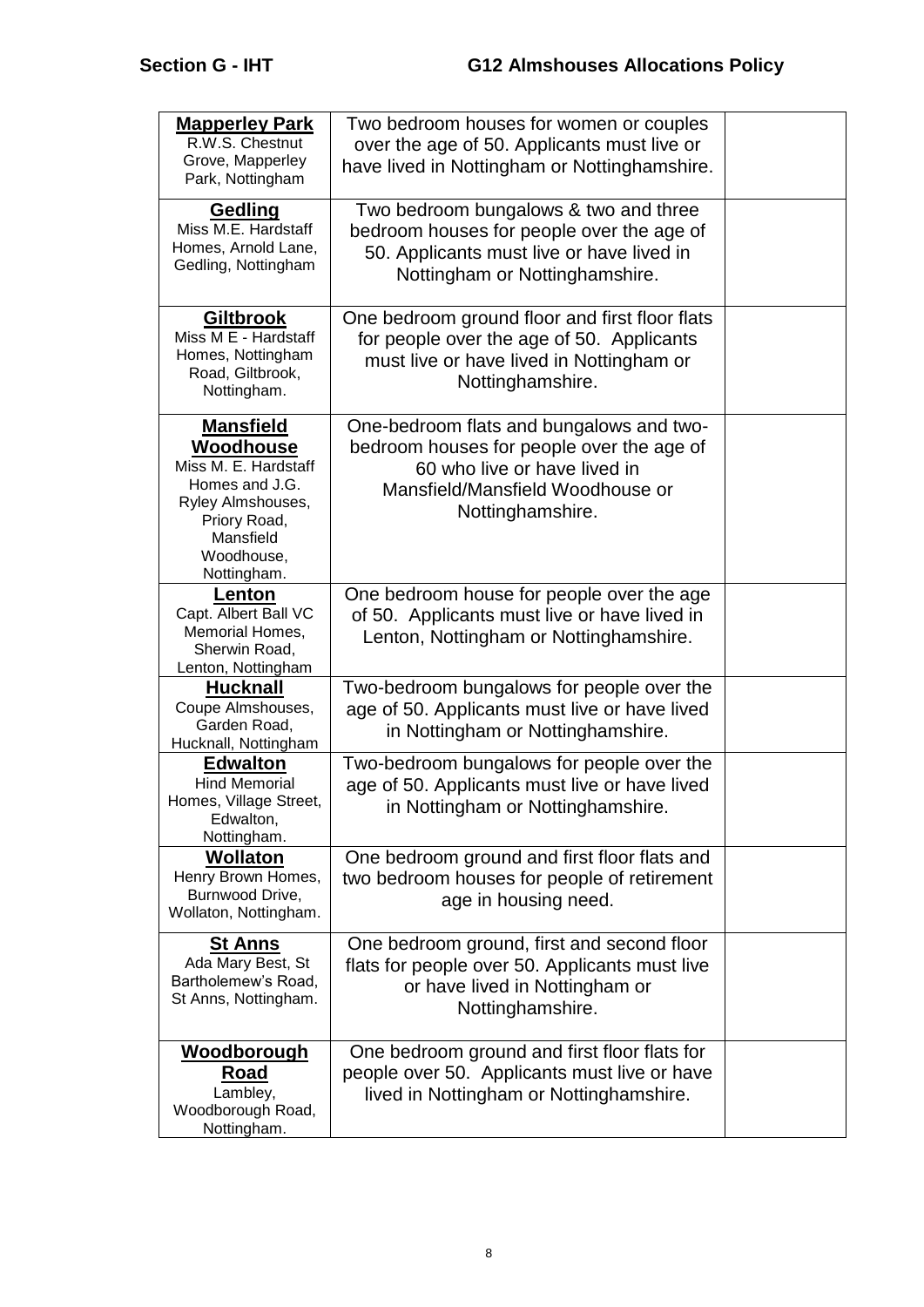| **Mapperley Park** R.W.S. Chestnut Grove, Mapperley Park, Nottingham | Two bedroom houses for women or couples over the age of 50. Applicants must live or have lived in Nottingham or Nottinghamshire. | |
|---|---|---|
| **Gedling** Miss M.E. Hardstaff Homes, Arnold Lane, Gedling, Nottingham | Two bedroom bungalows & two and three bedroom houses for people over the age of 50. Applicants must live or have lived in Nottingham or Nottinghamshire. | |
| **Giltbrook** Miss M E - Hardstaff Homes, Nottingham Road, Giltbrook, Nottingham. | One bedroom ground floor and first floor flats for people over the age of 50. Applicants must live or have lived in Nottingham or Nottinghamshire. | |
| **Mansfield Woodhouse** Miss M. E. Hardstaff Homes and J.G. Ryley Almshouses, Priory Road, Mansfield Woodhouse, Nottingham. | One-bedroom flats and bungalows and two-bedroom houses for people over the age of 60 who live or have lived in Mansfield/Mansfield Woodhouse or Nottinghamshire. | |
| **Lenton** Capt. Albert Ball VC Memorial Homes, Sherwin Road, Lenton, Nottingham | One bedroom house for people over the age of 50. Applicants must live or have lived in Lenton, Nottingham or Nottinghamshire. | |
| **Hucknall** Coupe Almshouses, Garden Road, Hucknall, Nottingham | Two-bedroom bungalows for people over the age of 50. Applicants must live or have lived in Nottingham or Nottinghamshire. | |
| **Edwalton** Hind Memorial Homes, Village Street, Edwalton, Nottingham. | Two-bedroom bungalows for people over the age of 50. Applicants must live or have lived in Nottingham or Nottinghamshire. | |
| **Wollaton** Henry Brown Homes, Burnwood Drive, Wollaton, Nottingham. | One bedroom ground and first floor flats and two bedroom houses for people of retirement age in housing need. | |
| **St Anns** Ada Mary Best, St Bartholemew's Road, St Anns, Nottingham. | One bedroom ground, first and second floor flats for people over 50. Applicants must live or have lived in Nottingham or Nottinghamshire. | |
| **Woodborough Road** Lambley, Woodborough Road, Nottingham. | One bedroom ground and first floor flats for people over 50. Applicants must live or have lived in Nottingham or Nottinghamshire. | |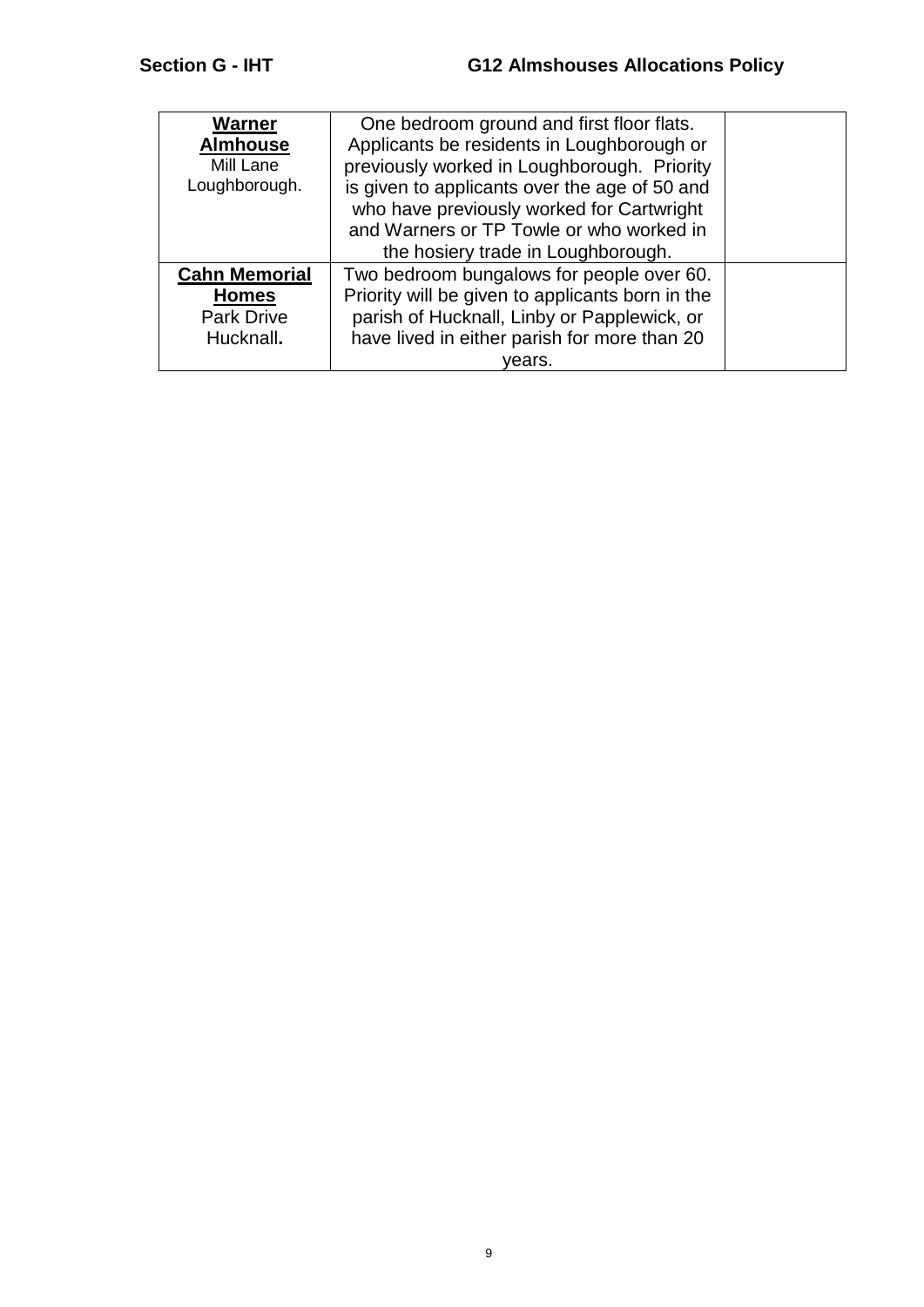| | | |
|---|---|---|
| **Warner Almhouse** Mill Lane Loughborough. | One bedroom ground and first floor flats. Applicants be residents in Loughborough or previously worked in Loughborough. Priority is given to applicants over the age of 50 and who have previously worked for Cartwright and Warners or TP Towle or who worked in the hosiery trade in Loughborough. | |
| **Cahn Memorial Homes** Park Drive Hucknall**.** | Two bedroom bungalows for people over 60. Priority will be given to applicants born in the parish of Hucknall, Linby or Papplewick, or have lived in either parish for more than 20 years. | |